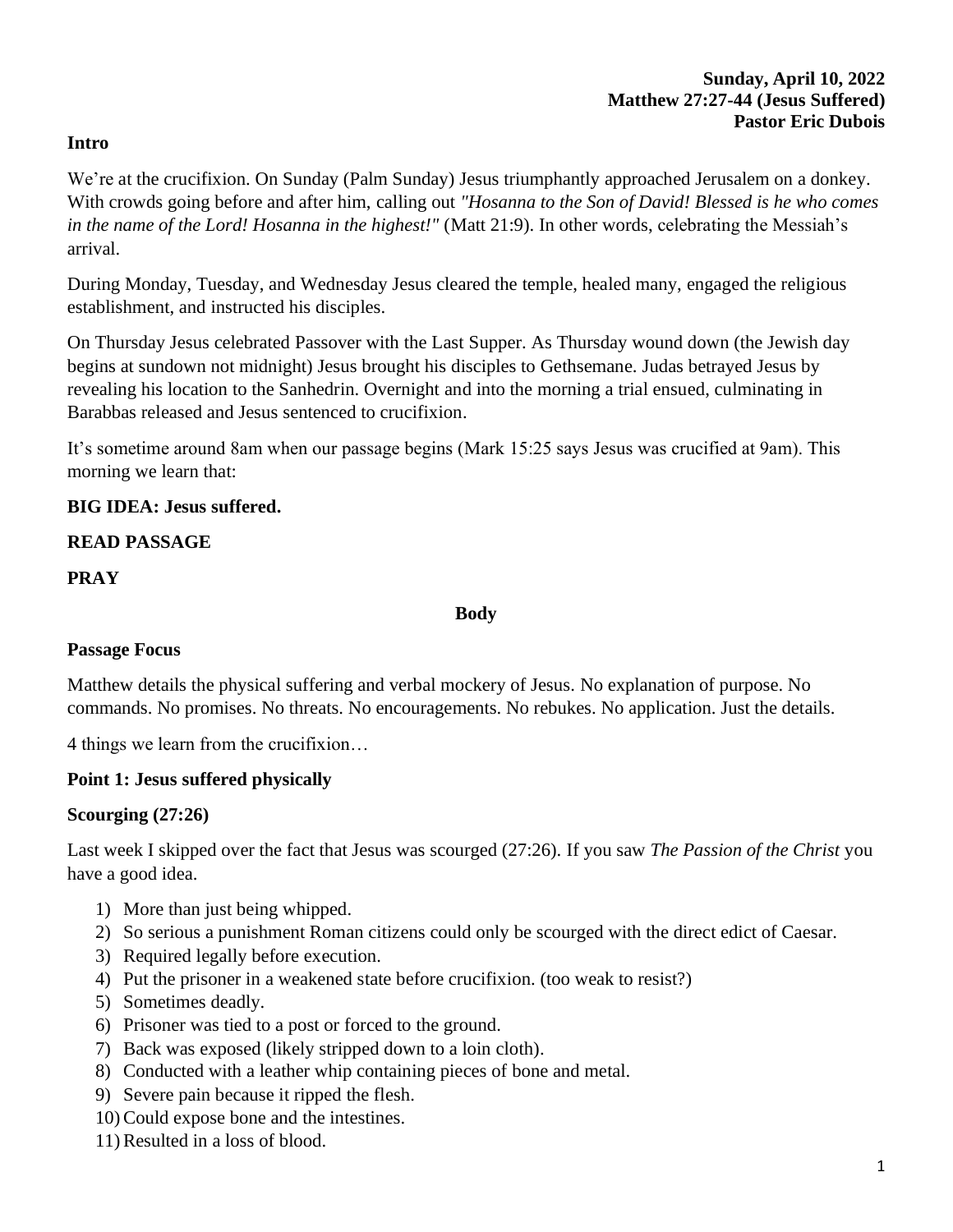**Sunday, April 10, 2022**
**Matthew 27:27-44 (Jesus Suffered)**
**Pastor Eric Dubois**

## Intro

We're at the crucifixion. On Sunday (Palm Sunday) Jesus triumphantly approached Jerusalem on a donkey. With crowds going before and after him, calling out *"Hosanna to the Son of David! Blessed is he who comes in the name of the Lord! Hosanna in the highest!"* (Matt 21:9). In other words, celebrating the Messiah's arrival.

During Monday, Tuesday, and Wednesday Jesus cleared the temple, healed many, engaged the religious establishment, and instructed his disciples.

On Thursday Jesus celebrated Passover with the Last Supper. As Thursday wound down (the Jewish day begins at sundown not midnight) Jesus brought his disciples to Gethsemane. Judas betrayed Jesus by revealing his location to the Sanhedrin. Overnight and into the morning a trial ensued, culminating in Barabbas released and Jesus sentenced to crucifixion.

It's sometime around 8am when our passage begins (Mark 15:25 says Jesus was crucified at 9am). This morning we learn that:

**BIG IDEA: Jesus suffered.**

**READ PASSAGE**

**PRAY**

## Body

### Passage Focus

Matthew details the physical suffering and verbal mockery of Jesus. No explanation of purpose. No commands. No promises. No threats. No encouragements. No rebukes. No application. Just the details.

4 things we learn from the crucifixion…

### Point 1: Jesus suffered physically

#### Scourging (27:26)

Last week I skipped over the fact that Jesus was scourged (27:26). If you saw *The Passion of the Christ* you have a good idea.

1) More than just being whipped.
2) So serious a punishment Roman citizens could only be scourged with the direct edict of Caesar.
3) Required legally before execution.
4) Put the prisoner in a weakened state before crucifixion. (too weak to resist?)
5) Sometimes deadly.
6) Prisoner was tied to a post or forced to the ground.
7) Back was exposed (likely stripped down to a loin cloth).
8) Conducted with a leather whip containing pieces of bone and metal.
9) Severe pain because it ripped the flesh.
10) Could expose bone and the intestines.
11) Resulted in a loss of blood.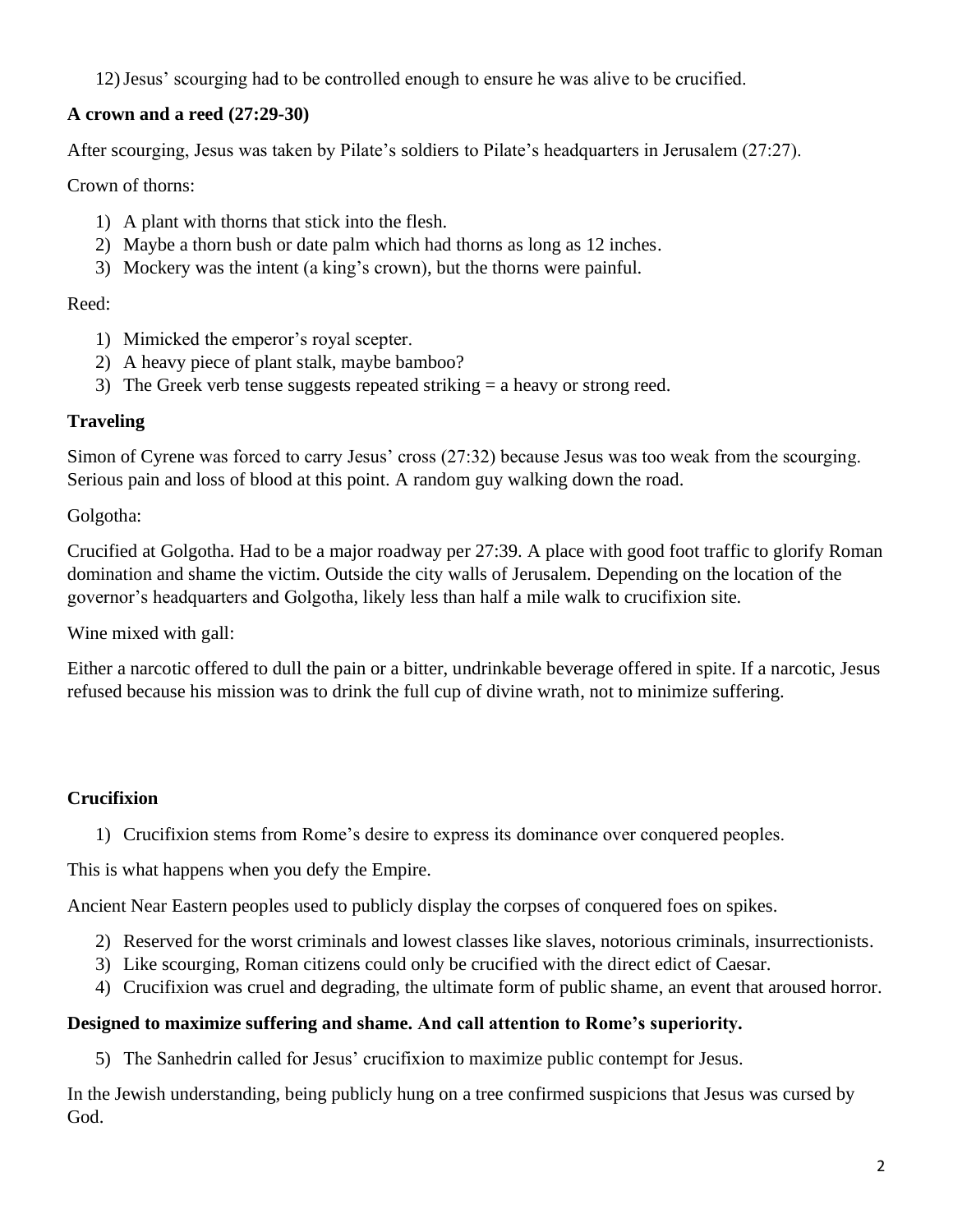12) Jesus' scourging had to be controlled enough to ensure he was alive to be crucified.

**A crown and a reed (27:29-30)**

After scourging, Jesus was taken by Pilate's soldiers to Pilate's headquarters in Jerusalem (27:27).

Crown of thorns:

1) A plant with thorns that stick into the flesh.
2) Maybe a thorn bush or date palm which had thorns as long as 12 inches.
3) Mockery was the intent (a king's crown), but the thorns were painful.

Reed:

1) Mimicked the emperor's royal scepter.
2) A heavy piece of plant stalk, maybe bamboo?
3) The Greek verb tense suggests repeated striking = a heavy or strong reed.

**Traveling**

Simon of Cyrene was forced to carry Jesus' cross (27:32) because Jesus was too weak from the scourging. Serious pain and loss of blood at this point. A random guy walking down the road.

Golgotha:

Crucified at Golgotha. Had to be a major roadway per 27:39. A place with good foot traffic to glorify Roman domination and shame the victim. Outside the city walls of Jerusalem. Depending on the location of the governor's headquarters and Golgotha, likely less than half a mile walk to crucifixion site.

Wine mixed with gall:

Either a narcotic offered to dull the pain or a bitter, undrinkable beverage offered in spite. If a narcotic, Jesus refused because his mission was to drink the full cup of divine wrath, not to minimize suffering.

**Crucifixion**

1) Crucifixion stems from Rome's desire to express its dominance over conquered peoples.

This is what happens when you defy the Empire.

Ancient Near Eastern peoples used to publicly display the corpses of conquered foes on spikes.

2) Reserved for the worst criminals and lowest classes like slaves, notorious criminals, insurrectionists.
3) Like scourging, Roman citizens could only be crucified with the direct edict of Caesar.
4) Crucifixion was cruel and degrading, the ultimate form of public shame, an event that aroused horror.

**Designed to maximize suffering and shame. And call attention to Rome's superiority.**

5) The Sanhedrin called for Jesus' crucifixion to maximize public contempt for Jesus.

In the Jewish understanding, being publicly hung on a tree confirmed suspicions that Jesus was cursed by God.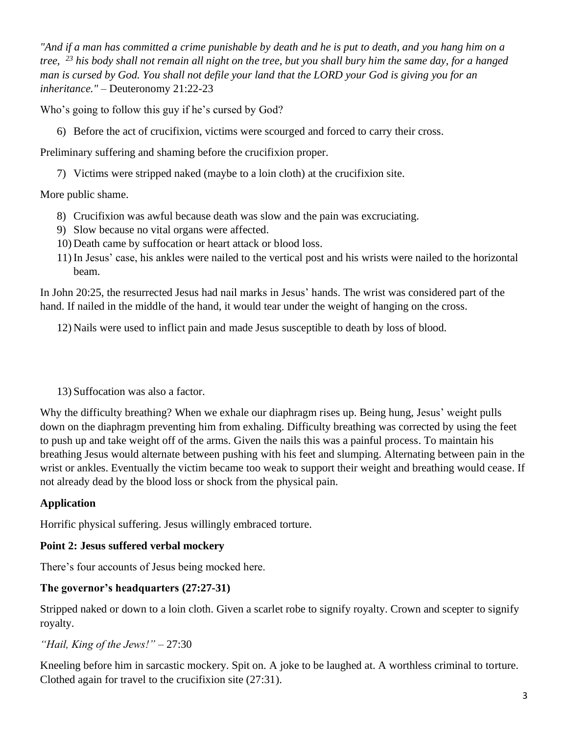*"And if a man has committed a crime punishable by death and he is put to death, and you hang him on a tree, [23] his body shall not remain all night on the tree, but you shall bury him the same day, for a hanged man is cursed by God. You shall not defile your land that the LORD your God is giving you for an inheritance."* – Deuteronomy 21:22-23

Who's going to follow this guy if he's cursed by God?

6) Before the act of crucifixion, victims were scourged and forced to carry their cross.

Preliminary suffering and shaming before the crucifixion proper.

7) Victims were stripped naked (maybe to a loin cloth) at the crucifixion site.

More public shame.

8) Crucifixion was awful because death was slow and the pain was excruciating.
9) Slow because no vital organs were affected.
10) Death came by suffocation or heart attack or blood loss.
11) In Jesus' case, his ankles were nailed to the vertical post and his wrists were nailed to the horizontal beam.

In John 20:25, the resurrected Jesus had nail marks in Jesus' hands. The wrist was considered part of the hand. If nailed in the middle of the hand, it would tear under the weight of hanging on the cross.

12) Nails were used to inflict pain and made Jesus susceptible to death by loss of blood.

13) Suffocation was also a factor.

Why the difficulty breathing? When we exhale our diaphragm rises up. Being hung, Jesus' weight pulls down on the diaphragm preventing him from exhaling. Difficulty breathing was corrected by using the feet to push up and take weight off of the arms. Given the nails this was a painful process. To maintain his breathing Jesus would alternate between pushing with his feet and slumping. Alternating between pain in the wrist or ankles. Eventually the victim became too weak to support their weight and breathing would cease. If not already dead by the blood loss or shock from the physical pain.

**Application**

Horrific physical suffering. Jesus willingly embraced torture.

**Point 2: Jesus suffered verbal mockery**

There's four accounts of Jesus being mocked here.

**The governor's headquarters (27:27-31)**

Stripped naked or down to a loin cloth. Given a scarlet robe to signify royalty. Crown and scepter to signify royalty.

*"Hail, King of the Jews!"* – 27:30

Kneeling before him in sarcastic mockery. Spit on. A joke to be laughed at. A worthless criminal to torture. Clothed again for travel to the crucifixion site (27:31).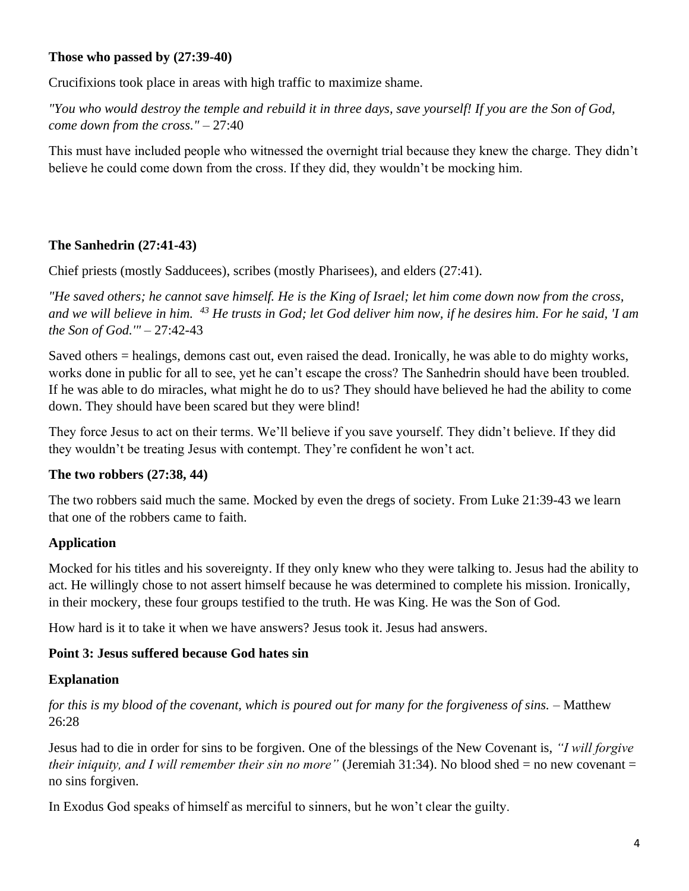**Those who passed by (27:39-40)**

Crucifixions took place in areas with high traffic to maximize shame.

*"You who would destroy the temple and rebuild it in three days, save yourself! If you are the Son of God, come down from the cross."* – 27:40

This must have included people who witnessed the overnight trial because they knew the charge. They didn't believe he could come down from the cross. If they did, they wouldn't be mocking him.

**The Sanhedrin (27:41-43)**

Chief priests (mostly Sadducees), scribes (mostly Pharisees), and elders (27:41).

*"He saved others; he cannot save himself. He is the King of Israel; let him come down now from the cross, and we will believe in him.* [43] *He trusts in God; let God deliver him now, if he desires him. For he said, 'I am the Son of God.'"* – 27:42-43

Saved others = healings, demons cast out, even raised the dead. Ironically, he was able to do mighty works, works done in public for all to see, yet he can't escape the cross? The Sanhedrin should have been troubled. If he was able to do miracles, what might he do to us? They should have believed he had the ability to come down. They should have been scared but they were blind!

They force Jesus to act on their terms. We'll believe if you save yourself. They didn't believe. If they did they wouldn't be treating Jesus with contempt. They're confident he won't act.

**The two robbers (27:38, 44)**

The two robbers said much the same. Mocked by even the dregs of society. From Luke 21:39-43 we learn that one of the robbers came to faith.

**Application**

Mocked for his titles and his sovereignty. If they only knew who they were talking to. Jesus had the ability to act. He willingly chose to not assert himself because he was determined to complete his mission. Ironically, in their mockery, these four groups testified to the truth. He was King. He was the Son of God.

How hard is it to take it when we have answers? Jesus took it. Jesus had answers.

**Point 3: Jesus suffered because God hates sin**

**Explanation**

*for this is my blood of the covenant, which is poured out for many for the forgiveness of sins.* – Matthew 26:28

Jesus had to die in order for sins to be forgiven. One of the blessings of the New Covenant is, *"I will forgive their iniquity, and I will remember their sin no more"* (Jeremiah 31:34). No blood shed = no new covenant = no sins forgiven.

In Exodus God speaks of himself as merciful to sinners, but he won't clear the guilty.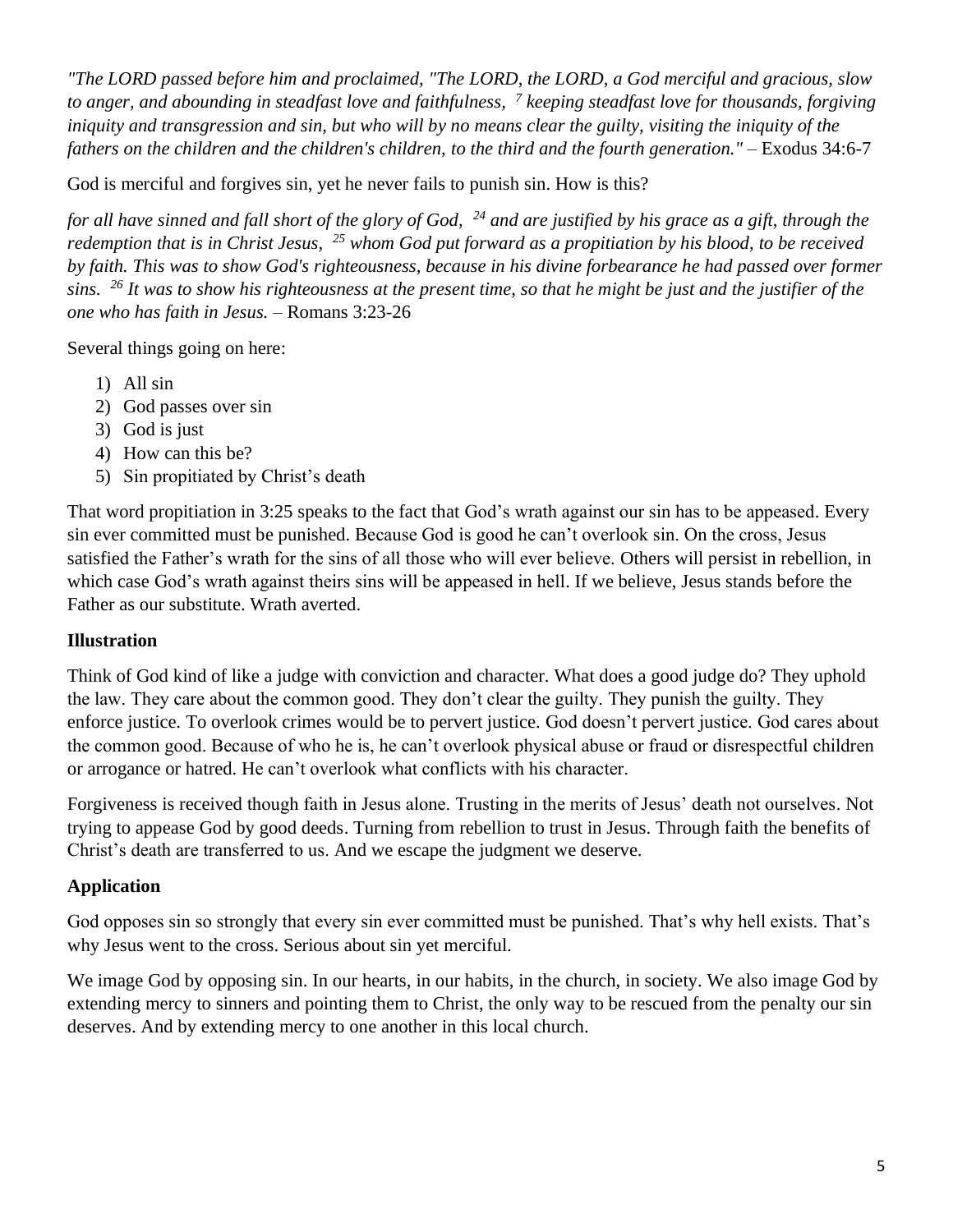*"The LORD passed before him and proclaimed, "The LORD, the LORD, a God merciful and gracious, slow to anger, and abounding in steadfast love and faithfulness, [7] keeping steadfast love for thousands, forgiving iniquity and transgression and sin, but who will by no means clear the guilty, visiting the iniquity of the fathers on the children and the children's children, to the third and the fourth generation."* – Exodus 34:6-7

God is merciful and forgives sin, yet he never fails to punish sin. How is this?

*for all have sinned and fall short of the glory of God, [24] and are justified by his grace as a gift, through the redemption that is in Christ Jesus, [25] whom God put forward as a propitiation by his blood, to be received by faith. This was to show God's righteousness, because in his divine forbearance he had passed over former sins. [26] It was to show his righteousness at the present time, so that he might be just and the justifier of the one who has faith in Jesus.* – Romans 3:23-26

Several things going on here:

1) All sin
2) God passes over sin
3) God is just
4) How can this be?
5) Sin propitiated by Christ's death

That word propitiation in 3:25 speaks to the fact that God's wrath against our sin has to be appeased. Every sin ever committed must be punished. Because God is good he can't overlook sin. On the cross, Jesus satisfied the Father's wrath for the sins of all those who will ever believe. Others will persist in rebellion, in which case God's wrath against theirs sins will be appeased in hell. If we believe, Jesus stands before the Father as our substitute. Wrath averted.

**Illustration**

Think of God kind of like a judge with conviction and character. What does a good judge do? They uphold the law. They care about the common good. They don't clear the guilty. They punish the guilty. They enforce justice. To overlook crimes would be to pervert justice. God doesn't pervert justice. God cares about the common good. Because of who he is, he can't overlook physical abuse or fraud or disrespectful children or arrogance or hatred. He can't overlook what conflicts with his character.

Forgiveness is received though faith in Jesus alone. Trusting in the merits of Jesus' death not ourselves. Not trying to appease God by good deeds. Turning from rebellion to trust in Jesus. Through faith the benefits of Christ's death are transferred to us. And we escape the judgment we deserve.

**Application**

God opposes sin so strongly that every sin ever committed must be punished. That's why hell exists. That's why Jesus went to the cross. Serious about sin yet merciful.

We image God by opposing sin. In our hearts, in our habits, in the church, in society. We also image God by extending mercy to sinners and pointing them to Christ, the only way to be rescued from the penalty our sin deserves. And by extending mercy to one another in this local church.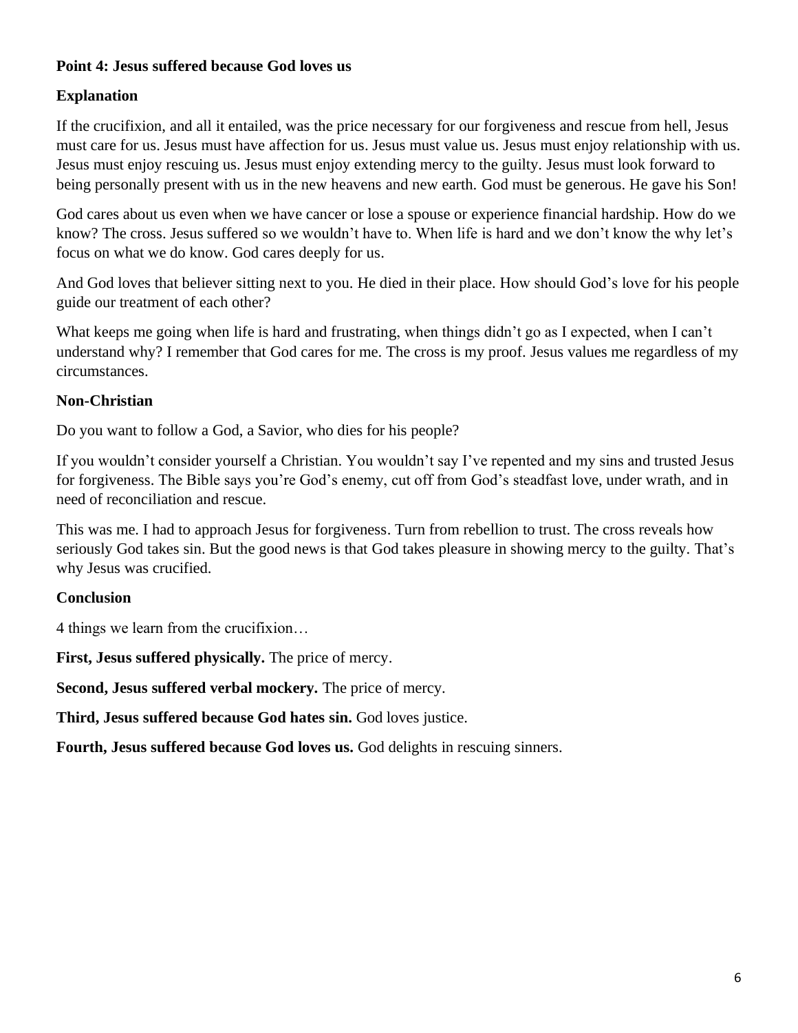**Point 4: Jesus suffered because God loves us**

**Explanation**

If the crucifixion, and all it entailed, was the price necessary for our forgiveness and rescue from hell, Jesus must care for us. Jesus must have affection for us. Jesus must value us. Jesus must enjoy relationship with us. Jesus must enjoy rescuing us. Jesus must enjoy extending mercy to the guilty. Jesus must look forward to being personally present with us in the new heavens and new earth. God must be generous. He gave his Son!

God cares about us even when we have cancer or lose a spouse or experience financial hardship. How do we know? The cross. Jesus suffered so we wouldn't have to. When life is hard and we don't know the why let's focus on what we do know. God cares deeply for us.

And God loves that believer sitting next to you. He died in their place. How should God's love for his people guide our treatment of each other?

What keeps me going when life is hard and frustrating, when things didn't go as I expected, when I can't understand why? I remember that God cares for me. The cross is my proof. Jesus values me regardless of my circumstances.

**Non-Christian**

Do you want to follow a God, a Savior, who dies for his people?

If you wouldn't consider yourself a Christian. You wouldn't say I've repented and my sins and trusted Jesus for forgiveness. The Bible says you're God's enemy, cut off from God's steadfast love, under wrath, and in need of reconciliation and rescue.

This was me. I had to approach Jesus for forgiveness. Turn from rebellion to trust. The cross reveals how seriously God takes sin. But the good news is that God takes pleasure in showing mercy to the guilty. That's why Jesus was crucified.

**Conclusion**

4 things we learn from the crucifixion…

**First, Jesus suffered physically.** The price of mercy.

**Second, Jesus suffered verbal mockery.** The price of mercy.

**Third, Jesus suffered because God hates sin.** God loves justice.

**Fourth, Jesus suffered because God loves us.** God delights in rescuing sinners.